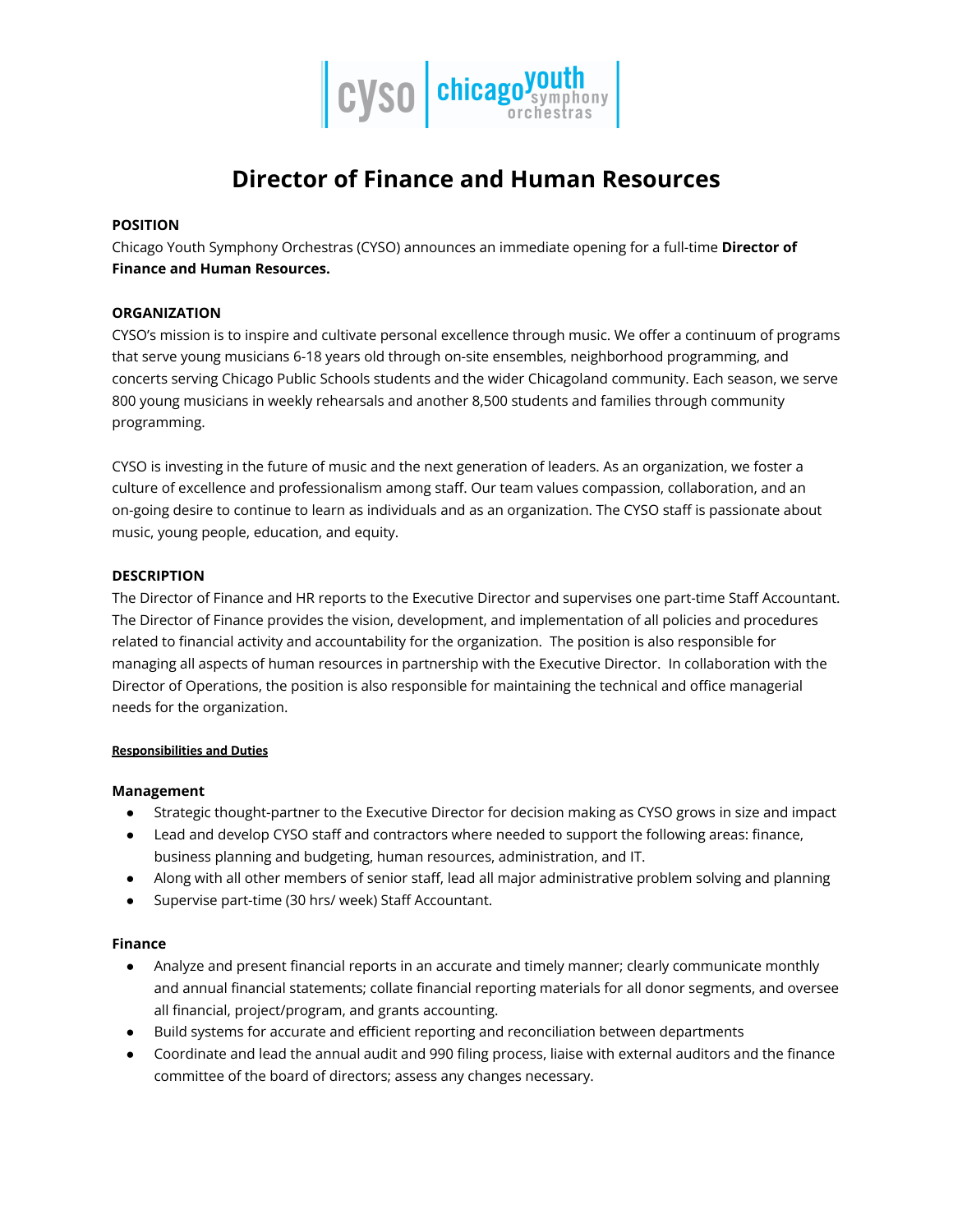# Director of Finance and Human Resources

**POSITION**

Chicago Youth Symphony Orchestras (CYSO) announces an immediate opening for a full-time **Director of Finance and Human Resources.**

**ORGANIZATION**

CYSO's mission is to inspire and cultivate personal excellence through music. We offer a continuum of programs that serve young musicians 6-18 years old through on-site ensembles, neighborhood programming, and concerts serving Chicago Public Schools students and the wider Chicagoland community. Each season, we serve 800 young musicians in weekly rehearsals and another 8,500 students and families through community programming.

CYSO is investing in the future of music and the next generation of leaders. As an organization, we foster a culture of excellence and professionalism among staff. Our team values compassion, collaboration, and an on-going desire to continue to learn as individuals and as an organization. The CYSO staff is passionate about music, young people, education, and equity.

**DESCRIPTION**

The Director of Finance and HR reports to the Executive Director and supervises one part-time Staff Accountant. The Director of Finance provides the vision, development, and implementation of all policies and procedures related to financial activity and accountability for the organization. The position is also responsible for managing all aspects of human resources in partnership with the Executive Director. In collaboration with the Director of Operations, the position is also responsible for maintaining the technical and office managerial needs for the organization.

**Responsibilities and Duties**

**Management**

- Strategic thought-partner to the Executive Director for decision making as CYSO grows in size and impact
- Lead and develop CYSO staff and contractors where needed to support the following areas: finance, business planning and budgeting, human resources, administration, and IT.
- Along with all other members of senior staff, lead all major administrative problem solving and planning
- Supervise part-time (30 hrs/ week) Staff Accountant.

**Finance**

- Analyze and present financial reports in an accurate and timely manner; clearly communicate monthly and annual financial statements; collate financial reporting materials for all donor segments, and oversee all financial, project/program, and grants accounting.
- Build systems for accurate and efficient reporting and reconciliation between departments
- Coordinate and lead the annual audit and 990 filing process, liaise with external auditors and the finance committee of the board of directors; assess any changes necessary.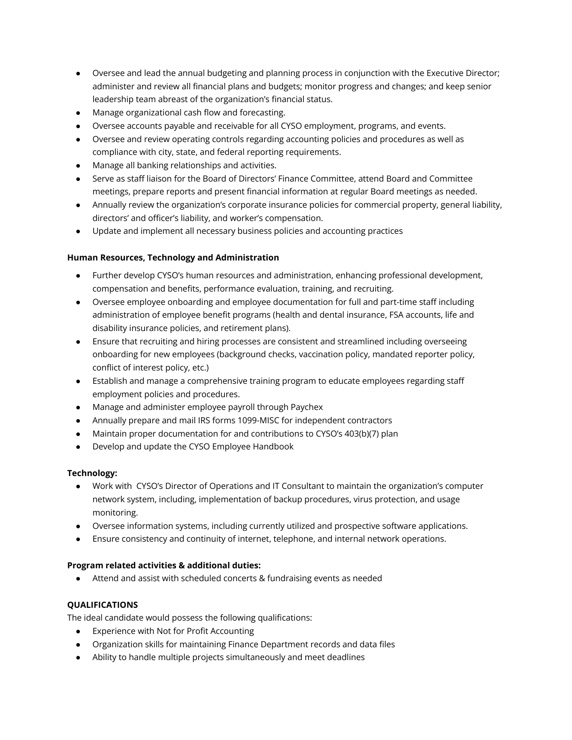- Oversee and lead the annual budgeting and planning process in conjunction with the Executive Director; administer and review all financial plans and budgets; monitor progress and changes; and keep senior leadership team abreast of the organization's financial status.
- Manage organizational cash flow and forecasting.
- Oversee accounts payable and receivable for all CYSO employment, programs, and events.
- Oversee and review operating controls regarding accounting policies and procedures as well as compliance with city, state, and federal reporting requirements.
- Manage all banking relationships and activities.
- Serve as staff liaison for the Board of Directors' Finance Committee, attend Board and Committee meetings, prepare reports and present financial information at regular Board meetings as needed.
- Annually review the organization's corporate insurance policies for commercial property, general liability, directors' and officer's liability, and worker's compensation.
- Update and implement all necessary business policies and accounting practices

**Human Resources, Technology and Administration**

- Further develop CYSO's human resources and administration, enhancing professional development, compensation and benefits, performance evaluation, training, and recruiting.
- Oversee employee onboarding and employee documentation for full and part-time staff including administration of employee benefit programs (health and dental insurance, FSA accounts, life and disability insurance policies, and retirement plans).
- Ensure that recruiting and hiring processes are consistent and streamlined including overseeing onboarding for new employees (background checks, vaccination policy, mandated reporter policy, conflict of interest policy, etc.)
- Establish and manage a comprehensive training program to educate employees regarding staff employment policies and procedures.
- Manage and administer employee payroll through Paychex
- Annually prepare and mail IRS forms 1099-MISC for independent contractors
- Maintain proper documentation for and contributions to CYSO's 403(b)(7) plan
- Develop and update the CYSO Employee Handbook

**Technology:**

- Work with CYSO's Director of Operations and IT Consultant to maintain the organization's computer network system, including, implementation of backup procedures, virus protection, and usage monitoring.
- Oversee information systems, including currently utilized and prospective software applications.
- Ensure consistency and continuity of internet, telephone, and internal network operations.

**Program related activities & additional duties:**

- Attend and assist with scheduled concerts & fundraising events as needed

**QUALIFICATIONS**

The ideal candidate would possess the following qualifications:

- Experience with Not for Profit Accounting
- Organization skills for maintaining Finance Department records and data files
- Ability to handle multiple projects simultaneously and meet deadlines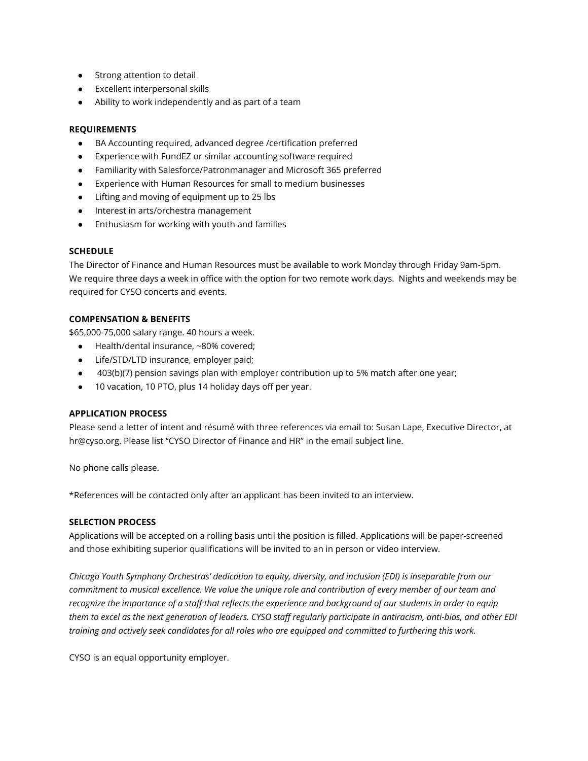- Strong attention to detail
- Excellent interpersonal skills
- Ability to work independently and as part of a team

**REQUIREMENTS**

- BA Accounting required, advanced degree /certification preferred
- Experience with FundEZ or similar accounting software required
- Familiarity with Salesforce/Patronmanager and Microsoft 365 preferred
- Experience with Human Resources for small to medium businesses
- Lifting and moving of equipment up to 25 lbs
- Interest in arts/orchestra management
- Enthusiasm for working with youth and families

**SCHEDULE**

The Director of Finance and Human Resources must be available to work Monday through Friday 9am-5pm. We require three days a week in office with the option for two remote work days. Nights and weekends may be required for CYSO concerts and events.

**COMPENSATION & BENEFITS**

$65,000-75,000 salary range. 40 hours a week.

- Health/dental insurance, ~80% covered;
- Life/STD/LTD insurance, employer paid;
- 403(b)(7) pension savings plan with employer contribution up to 5% match after one year;
- 10 vacation, 10 PTO, plus 14 holiday days off per year.

**APPLICATION PROCESS**

Please send a letter of intent and résumé with three references via email to: Susan Lape, Executive Director, at hr@cyso.org. Please list "CYSO Director of Finance and HR" in the email subject line.

No phone calls please.

*References will be contacted only after an applicant has been invited to an interview.

**SELECTION PROCESS**

Applications will be accepted on a rolling basis until the position is filled. Applications will be paper-screened and those exhibiting superior qualifications will be invited to an in person or video interview.

*Chicago Youth Symphony Orchestras' dedication to equity, diversity, and inclusion (EDI) is inseparable from our commitment to musical excellence. We value the unique role and contribution of every member of our team and recognize the importance of a staff that reflects the experience and background of our students in order to equip them to excel as the next generation of leaders. CYSO staff regularly participate in antiracism, anti-bias, and other EDI training and actively seek candidates for all roles who are equipped and committed to furthering this work.*

CYSO is an equal opportunity employer.